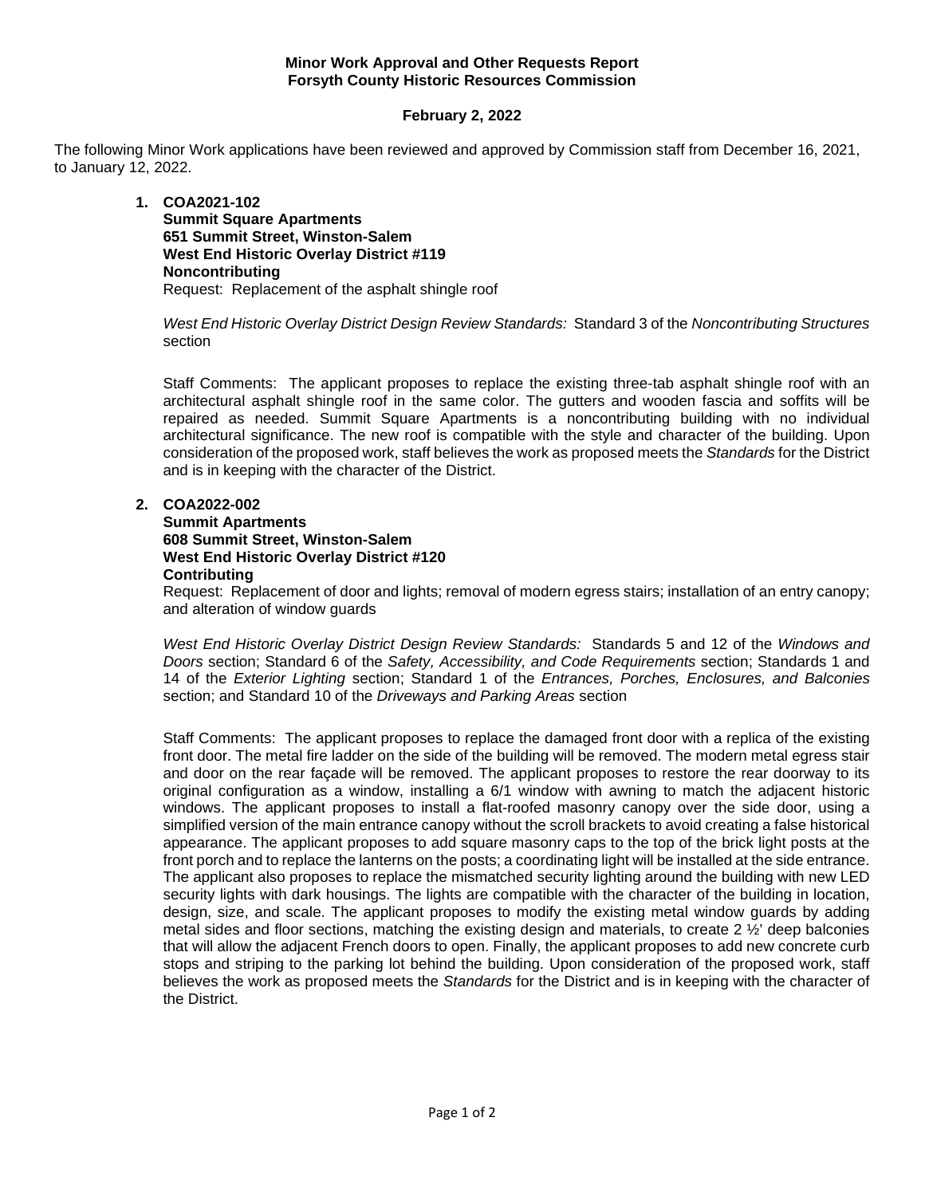**Minor Work Approval and Other Requests Report**
**Forsyth County Historic Resources Commission**

**February 2, 2022**

The following Minor Work applications have been reviewed and approved by Commission staff from December 16, 2021, to January 12, 2022.

1. **COA2021-102**
   **Summit Square Apartments**
   **651 Summit Street, Winston-Salem**
   **West End Historic Overlay District #119**
   **Noncontributing**
   Request: Replacement of the asphalt shingle roof

   *West End Historic Overlay District Design Review Standards:* Standard 3 of the *Noncontributing Structures* section

   Staff Comments: The applicant proposes to replace the existing three-tab asphalt shingle roof with an architectural asphalt shingle roof in the same color. The gutters and wooden fascia and soffits will be repaired as needed. Summit Square Apartments is a noncontributing building with no individual architectural significance. The new roof is compatible with the style and character of the building. Upon consideration of the proposed work, staff believes the work as proposed meets the *Standards* for the District and is in keeping with the character of the District.

2. **COA2022-002**
   **Summit Apartments**
   **608 Summit Street, Winston-Salem**
   **West End Historic Overlay District #120**
   **Contributing**
   Request: Replacement of door and lights; removal of modern egress stairs; installation of an entry canopy; and alteration of window guards

   *West End Historic Overlay District Design Review Standards:* Standards 5 and 12 of the *Windows and Doors* section; Standard 6 of the *Safety, Accessibility, and Code Requirements* section; Standards 1 and 14 of the *Exterior Lighting* section; Standard 1 of the *Entrances, Porches, Enclosures, and Balconies* section; and Standard 10 of the *Driveways and Parking Areas* section

   Staff Comments: The applicant proposes to replace the damaged front door with a replica of the existing front door. The metal fire ladder on the side of the building will be removed. The modern metal egress stair and door on the rear façade will be removed. The applicant proposes to restore the rear doorway to its original configuration as a window, installing a 6/1 window with awning to match the adjacent historic windows. The applicant proposes to install a flat-roofed masonry canopy over the side door, using a simplified version of the main entrance canopy without the scroll brackets to avoid creating a false historical appearance. The applicant proposes to add square masonry caps to the top of the brick light posts at the front porch and to replace the lanterns on the posts; a coordinating light will be installed at the side entrance. The applicant also proposes to replace the mismatched security lighting around the building with new LED security lights with dark housings. The lights are compatible with the character of the building in location, design, size, and scale. The applicant proposes to modify the existing metal window guards by adding metal sides and floor sections, matching the existing design and materials, to create 2 ½' deep balconies that will allow the adjacent French doors to open. Finally, the applicant proposes to add new concrete curb stops and striping to the parking lot behind the building. Upon consideration of the proposed work, staff believes the work as proposed meets the *Standards* for the District and is in keeping with the character of the District.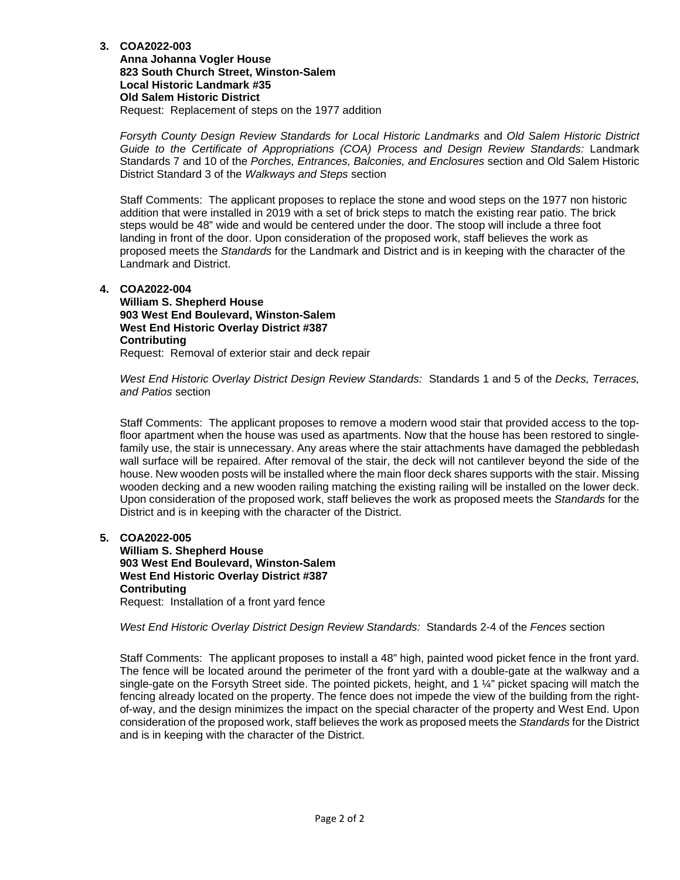3. **COA2022-003**
   **Anna Johanna Vogler House**
   **823 South Church Street, Winston-Salem**
   **Local Historic Landmark #35**
   **Old Salem Historic District**
   Request: Replacement of steps on the 1977 addition

   *Forsyth County Design Review Standards for Local Historic Landmarks* and *Old Salem Historic District Guide to the Certificate of Appropriations (COA) Process and Design Review Standards:* Landmark Standards 7 and 10 of the *Porches, Entrances, Balconies, and Enclosures* section and Old Salem Historic District Standard 3 of the *Walkways and Steps* section

   Staff Comments: The applicant proposes to replace the stone and wood steps on the 1977 non historic addition that were installed in 2019 with a set of brick steps to match the existing rear patio. The brick steps would be 48" wide and would be centered under the door. The stoop will include a three foot landing in front of the door. Upon consideration of the proposed work, staff believes the work as proposed meets the *Standards* for the Landmark and District and is in keeping with the character of the Landmark and District.

4. **COA2022-004**
   **William S. Shepherd House**
   **903 West End Boulevard, Winston-Salem**
   **West End Historic Overlay District #387**
   **Contributing**
   Request: Removal of exterior stair and deck repair

   *West End Historic Overlay District Design Review Standards:* Standards 1 and 5 of the *Decks, Terraces, and Patios* section

   Staff Comments: The applicant proposes to remove a modern wood stair that provided access to the top-floor apartment when the house was used as apartments. Now that the house has been restored to single-family use, the stair is unnecessary. Any areas where the stair attachments have damaged the pebbledash wall surface will be repaired. After removal of the stair, the deck will not cantilever beyond the side of the house. New wooden posts will be installed where the main floor deck shares supports with the stair. Missing wooden decking and a new wooden railing matching the existing railing will be installed on the lower deck. Upon consideration of the proposed work, staff believes the work as proposed meets the *Standards* for the District and is in keeping with the character of the District.

5. **COA2022-005**
   **William S. Shepherd House**
   **903 West End Boulevard, Winston-Salem**
   **West End Historic Overlay District #387**
   **Contributing**
   Request: Installation of a front yard fence

   *West End Historic Overlay District Design Review Standards:* Standards 2-4 of the *Fences* section

   Staff Comments: The applicant proposes to install a 48" high, painted wood picket fence in the front yard. The fence will be located around the perimeter of the front yard with a double-gate at the walkway and a single-gate on the Forsyth Street side. The pointed pickets, height, and 1 ¼" picket spacing will match the fencing already located on the property. The fence does not impede the view of the building from the right-of-way, and the design minimizes the impact on the special character of the property and West End. Upon consideration of the proposed work, staff believes the work as proposed meets the *Standards* for the District and is in keeping with the character of the District.